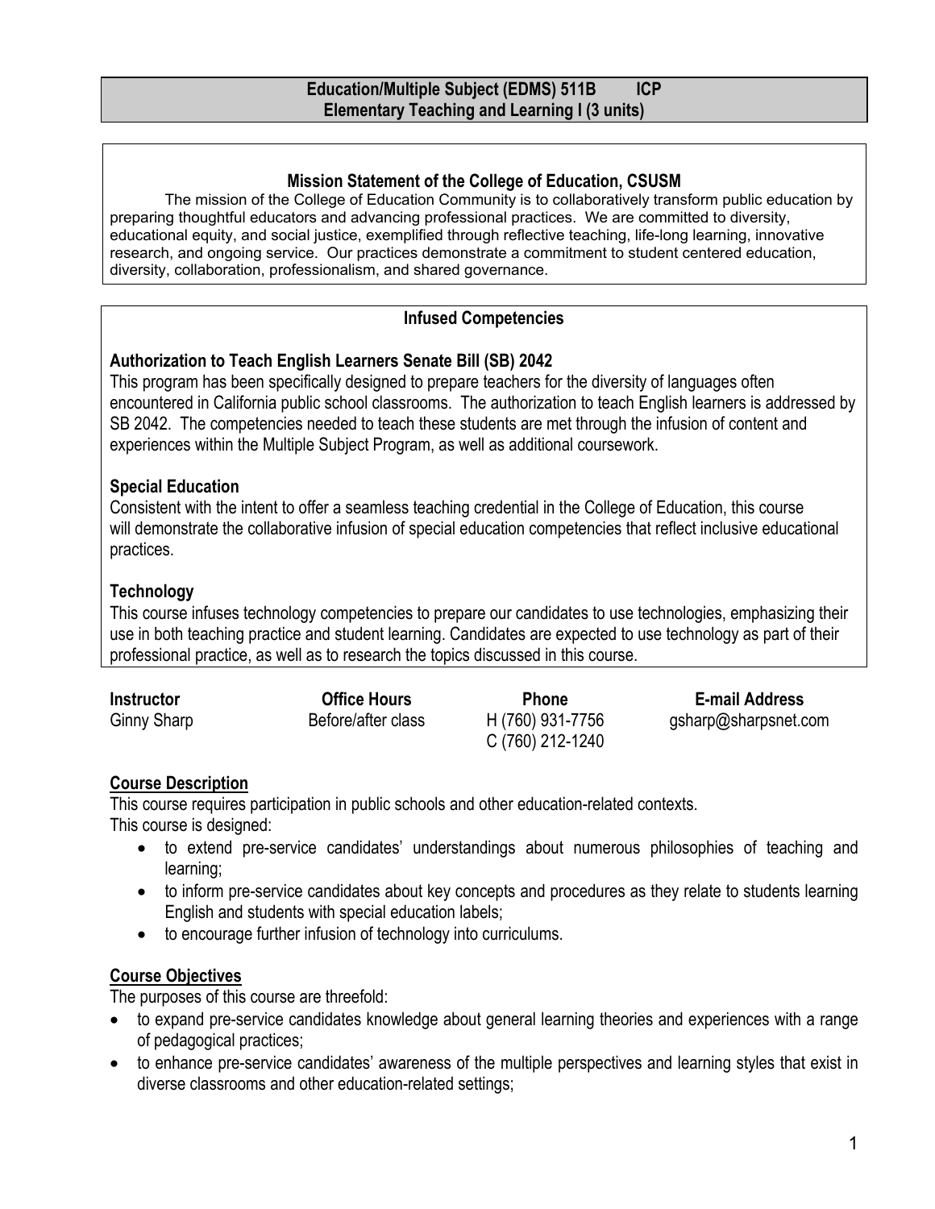# Education/Multiple Subject (EDMS) 511B ICP
## Elementary Teaching and Learning I (3 units)

### Mission Statement of the College of Education, CSUSM

The mission of the College of Education Community is to collaboratively transform public education by preparing thoughtful educators and advancing professional practices. We are committed to diversity, educational equity, and social justice, exemplified through reflective teaching, life-long learning, innovative research, and ongoing service. Our practices demonstrate a commitment to student centered education, diversity, collaboration, professionalism, and shared governance.

### Infused Competencies

**Authorization to Teach English Learners Senate Bill (SB) 2042**

This program has been specifically designed to prepare teachers for the diversity of languages often encountered in California public school classrooms. The authorization to teach English learners is addressed by SB 2042. The competencies needed to teach these students are met through the infusion of content and experiences within the Multiple Subject Program, as well as additional coursework.

**Special Education**

Consistent with the intent to offer a seamless teaching credential in the College of Education, this course will demonstrate the collaborative infusion of special education competencies that reflect inclusive educational practices.

**Technology**

This course infuses technology competencies to prepare our candidates to use technologies, emphasizing their use in both teaching practice and student learning. Candidates are expected to use technology as part of their professional practice, as well as to research the topics discussed in this course.

| Instructor | Office Hours | Phone | E-mail Address |
|---|---|---|---|
| Ginny Sharp | Before/after class | H (760) 931-7756<br>C (760) 212-1240 | gsharp@sharpsnet.com |

### Course Description

This course requires participation in public schools and other education-related contexts.
This course is designed:

- to extend pre-service candidates' understandings about numerous philosophies of teaching and learning;
- to inform pre-service candidates about key concepts and procedures as they relate to students learning English and students with special education labels;
- to encourage further infusion of technology into curriculums.

### Course Objectives

The purposes of this course are threefold:

- to expand pre-service candidates knowledge about general learning theories and experiences with a range of pedagogical practices;
- to enhance pre-service candidates' awareness of the multiple perspectives and learning styles that exist in diverse classrooms and other education-related settings;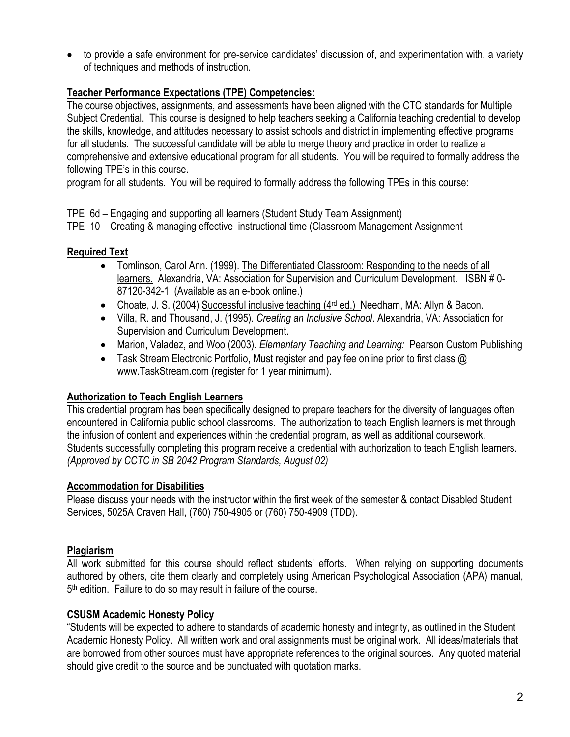- to provide a safe environment for pre-service candidates' discussion of, and experimentation with, a variety of techniques and methods of instruction.

## Teacher Performance Expectations (TPE) Competencies:

The course objectives, assignments, and assessments have been aligned with the CTC standards for Multiple Subject Credential. This course is designed to help teachers seeking a California teaching credential to develop the skills, knowledge, and attitudes necessary to assist schools and district in implementing effective programs for all students. The successful candidate will be able to merge theory and practice in order to realize a comprehensive and extensive educational program for all students. You will be required to formally address the following TPE's in this course.
program for all students. You will be required to formally address the following TPEs in this course:

TPE 6d – Engaging and supporting all learners (Student Study Team Assignment)
TPE 10 – Creating & managing effective instructional time (Classroom Management Assignment

## Required Text

- Tomlinson, Carol Ann. (1999). The Differentiated Classroom: Responding to the needs of all learners. Alexandria, VA: Association for Supervision and Curriculum Development. ISBN # 0-87120-342-1 (Available as an e-book online.)
- Choate, J. S. (2004) Successful inclusive teaching (4rd ed.) Needham, MA: Allyn & Bacon.
- Villa, R. and Thousand, J. (1995). *Creating an Inclusive School*. Alexandria, VA: Association for Supervision and Curriculum Development.
- Marion, Valadez, and Woo (2003). *Elementary Teaching and Learning:* Pearson Custom Publishing
- Task Stream Electronic Portfolio, Must register and pay fee online prior to first class @ www.TaskStream.com (register for 1 year minimum).

## Authorization to Teach English Learners

This credential program has been specifically designed to prepare teachers for the diversity of languages often encountered in California public school classrooms. The authorization to teach English learners is met through the infusion of content and experiences within the credential program, as well as additional coursework. Students successfully completing this program receive a credential with authorization to teach English learners. *(Approved by CCTC in SB 2042 Program Standards, August 02)*

## Accommodation for Disabilities

Please discuss your needs with the instructor within the first week of the semester & contact Disabled Student Services, 5025A Craven Hall, (760) 750-4905 or (760) 750-4909 (TDD).

## Plagiarism

All work submitted for this course should reflect students' efforts. When relying on supporting documents authored by others, cite them clearly and completely using American Psychological Association (APA) manual, 5th edition. Failure to do so may result in failure of the course.

## CSUSM Academic Honesty Policy

"Students will be expected to adhere to standards of academic honesty and integrity, as outlined in the Student Academic Honesty Policy. All written work and oral assignments must be original work. All ideas/materials that are borrowed from other sources must have appropriate references to the original sources. Any quoted material should give credit to the source and be punctuated with quotation marks.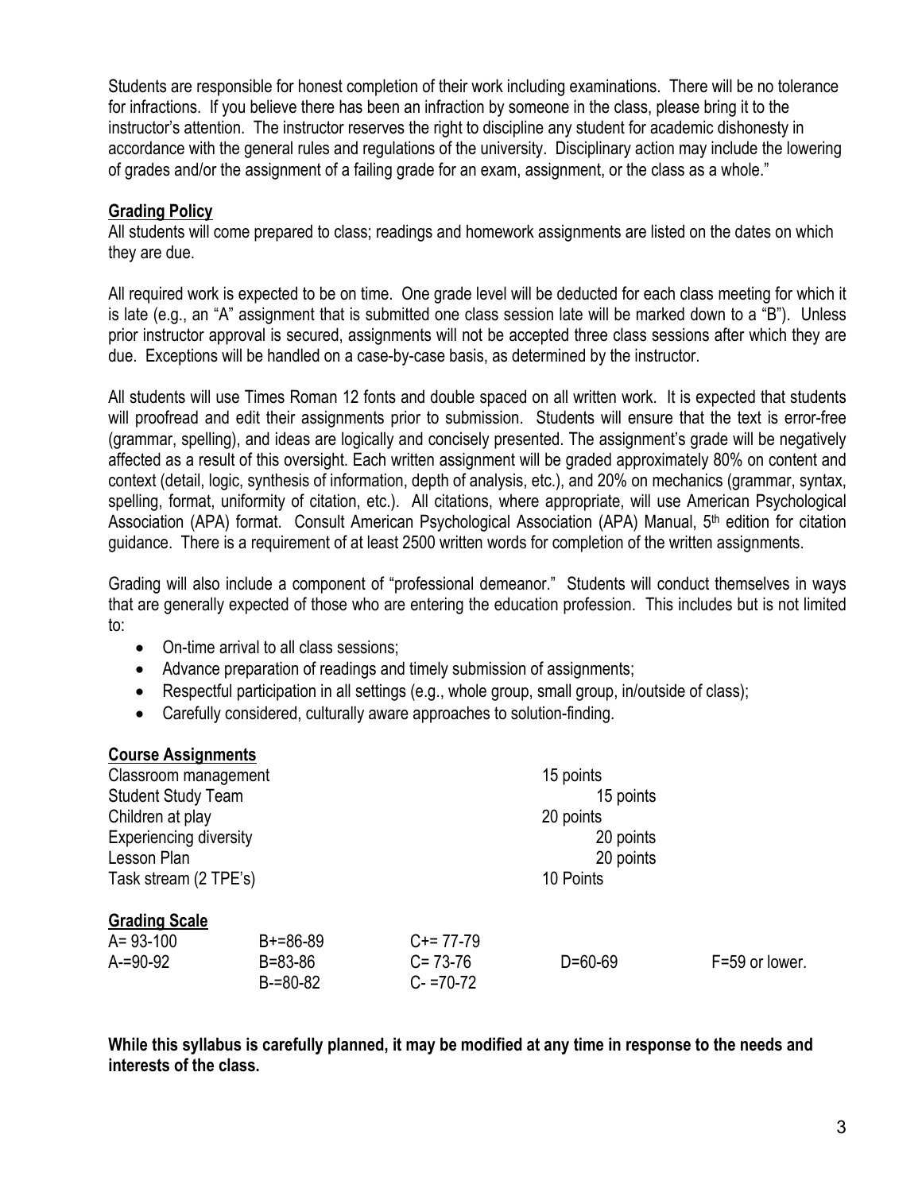Students are responsible for honest completion of their work including examinations. There will be no tolerance for infractions. If you believe there has been an infraction by someone in the class, please bring it to the instructor's attention. The instructor reserves the right to discipline any student for academic dishonesty in accordance with the general rules and regulations of the university. Disciplinary action may include the lowering of grades and/or the assignment of a failing grade for an exam, assignment, or the class as a whole."

**Grading Policy**

All students will come prepared to class; readings and homework assignments are listed on the dates on which they are due.

All required work is expected to be on time. One grade level will be deducted for each class meeting for which it is late (e.g., an "A" assignment that is submitted one class session late will be marked down to a "B"). Unless prior instructor approval is secured, assignments will not be accepted three class sessions after which they are due. Exceptions will be handled on a case-by-case basis, as determined by the instructor.

All students will use Times Roman 12 fonts and double spaced on all written work. It is expected that students will proofread and edit their assignments prior to submission. Students will ensure that the text is error-free (grammar, spelling), and ideas are logically and concisely presented. The assignment's grade will be negatively affected as a result of this oversight. Each written assignment will be graded approximately 80% on content and context (detail, logic, synthesis of information, depth of analysis, etc.), and 20% on mechanics (grammar, syntax, spelling, format, uniformity of citation, etc.). All citations, where appropriate, will use American Psychological Association (APA) format. Consult American Psychological Association (APA) Manual, 5th edition for citation guidance. There is a requirement of at least 2500 written words for completion of the written assignments.

Grading will also include a component of "professional demeanor." Students will conduct themselves in ways that are generally expected of those who are entering the education profession. This includes but is not limited to:

- On-time arrival to all class sessions;
- Advance preparation of readings and timely submission of assignments;
- Respectful participation in all settings (e.g., whole group, small group, in/outside of class);
- Carefully considered, culturally aware approaches to solution-finding.

**Course Assignments**

| | |
|---|---|
| Classroom management | 15 points |
| Student Study Team | 15 points |
| Children at play | 20 points |
| Experiencing diversity | 20 points |
| Lesson Plan | 20 points |
| Task stream (2 TPE's) | 10 Points |

**Grading Scale**

| | | | | |
|---|---|---|---|---|
| A= 93-100 | B+=86-89 | C+= 77-79 | | |
| A-=90-92 | B=83-86 | C= 73-76 | D=60-69 | F=59 or lower. |
| | B-=80-82 | C- =70-72 | | |

**While this syllabus is carefully planned, it may be modified at any time in response to the needs and interests of the class.**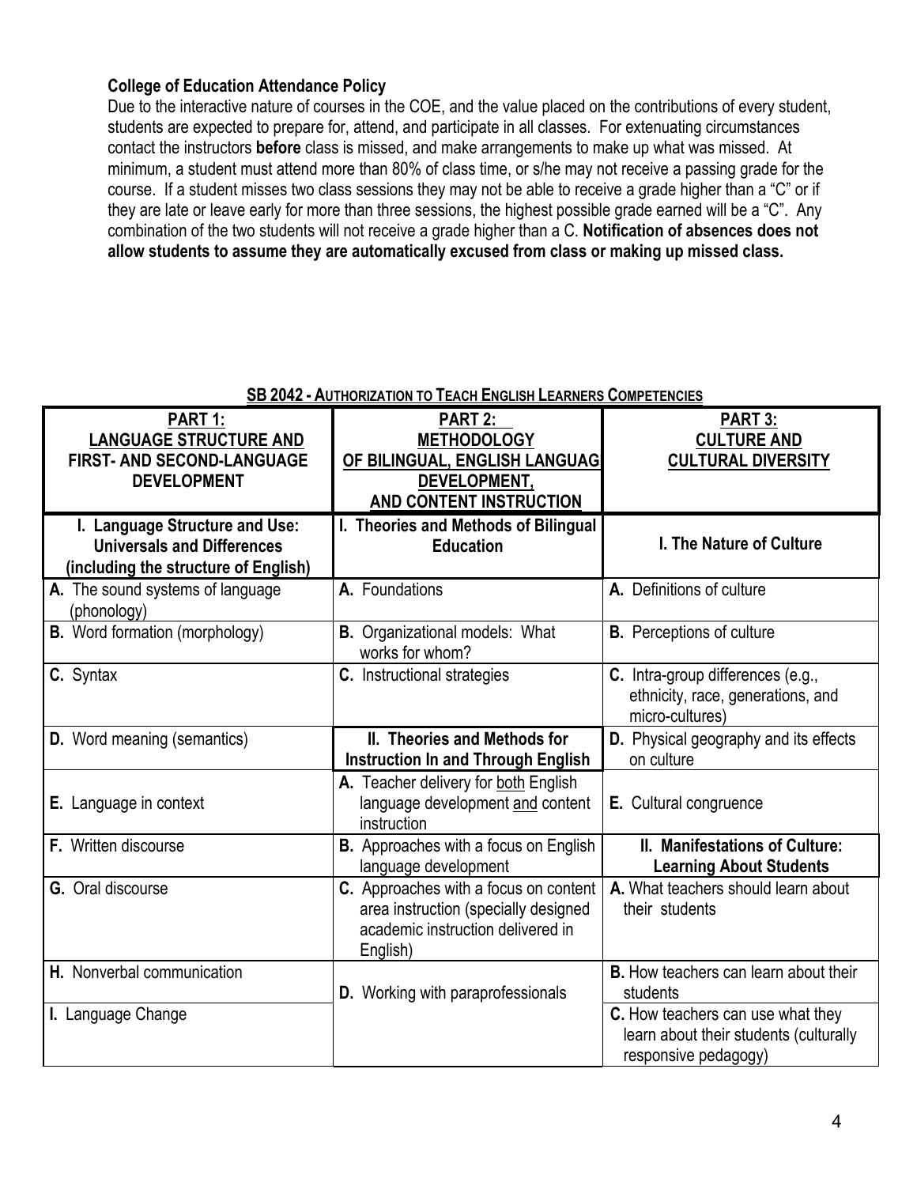**College of Education Attendance Policy**

Due to the interactive nature of courses in the COE, and the value placed on the contributions of every student, students are expected to prepare for, attend, and participate in all classes. For extenuating circumstances contact the instructors **before** class is missed, and make arrangements to make up what was missed. At minimum, a student must attend more than 80% of class time, or s/he may not receive a passing grade for the course. If a student misses two class sessions they may not be able to receive a grade higher than a "C" or if they are late or leave early for more than three sessions, the highest possible grade earned will be a "C". Any combination of the two students will not receive a grade higher than a C. **Notification of absences does not allow students to assume they are automatically excused from class or making up missed class.**

**SB 2042 - AUTHORIZATION TO TEACH ENGLISH LEARNERS COMPETENCIES**

| PART 1: LANGUAGE STRUCTURE AND FIRST- AND SECOND-LANGUAGE DEVELOPMENT | PART 2: METHODOLOGY OF BILINGUAL, ENGLISH LANGUAG DEVELOPMENT, AND CONTENT INSTRUCTION | PART 3: CULTURE AND CULTURAL DIVERSITY |
|---|---|---|
| **I. Language Structure and Use: Universals and Differences (including the structure of English)** | **I. Theories and Methods of Bilingual Education** | **I. The Nature of Culture** |
| **A.** The sound systems of language (phonology) | **A.** Foundations | **A.** Definitions of culture |
| **B.** Word formation (morphology) | **B.** Organizational models: What works for whom? | **B.** Perceptions of culture |
| **C.** Syntax | **C.** Instructional strategies | **C.** Intra-group differences (e.g., ethnicity, race, generations, and micro-cultures) |
| **D.** Word meaning (semantics) | **II. Theories and Methods for Instruction In and Through English** | **D.** Physical geography and its effects on culture |
| **E.** Language in context | **A.** Teacher delivery for both English language development and content instruction | **E.** Cultural congruence |
| **F.** Written discourse | **B.** Approaches with a focus on English language development | **II. Manifestations of Culture: Learning About Students** |
| **G.** Oral discourse | **C.** Approaches with a focus on content area instruction (specially designed academic instruction delivered in English) | **A.** What teachers should learn about their students |
| **H.** Nonverbal communication | **D.** Working with paraprofessionals | **B.** How teachers can learn about their students |
| **I.** Language Change | | **C.** How teachers can use what they learn about their students (culturally responsive pedagogy) |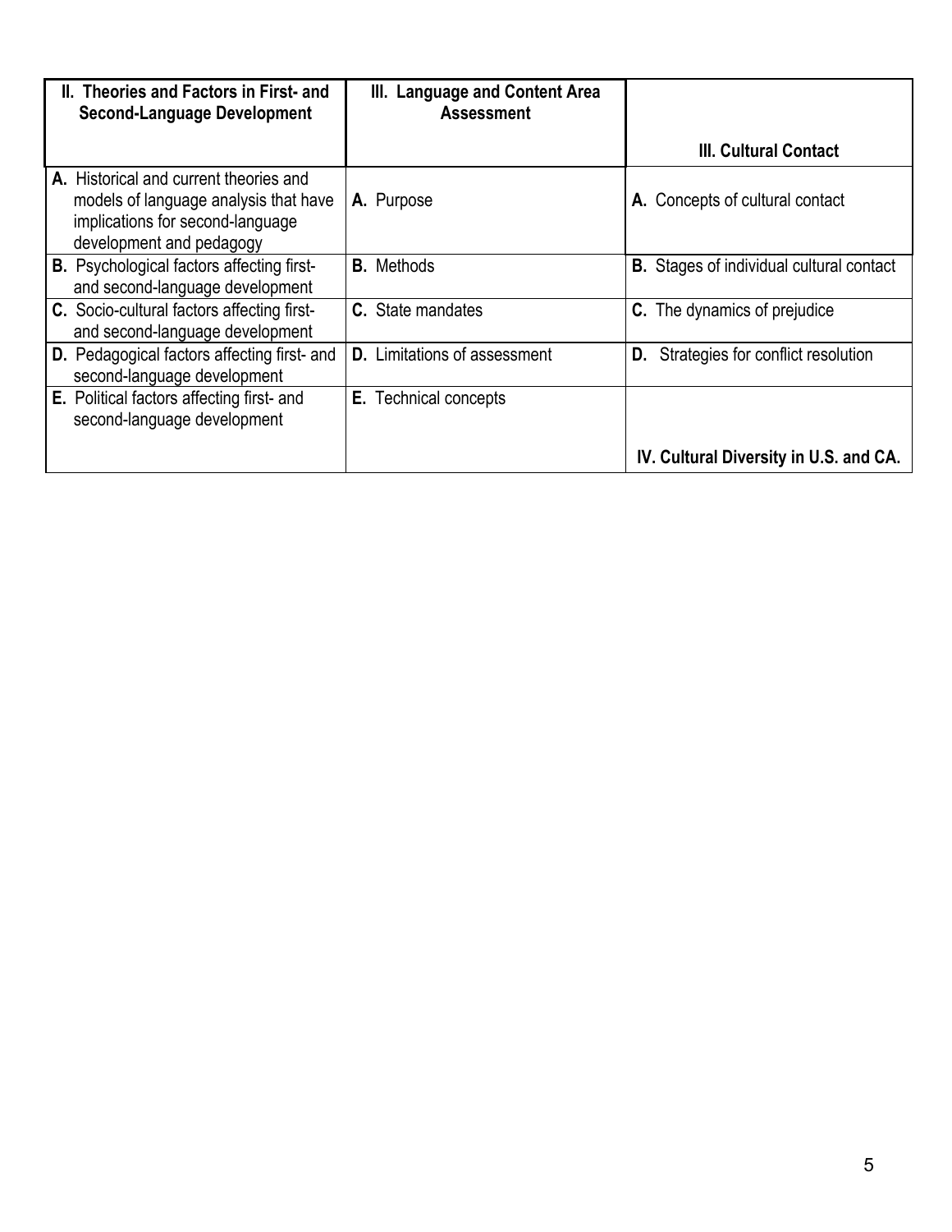| II. Theories and Factors in First- and Second-Language Development | III. Language and Content Area Assessment | III. Cultural Contact |
|---|---|---|
| **A.** Historical and current theories and models of language analysis that have implications for second-language development and pedagogy | **A.** Purpose | **A.** Concepts of cultural contact |
| **B.** Psychological factors affecting first- and second-language development | **B.** Methods | **B.** Stages of individual cultural contact |
| **C.** Socio-cultural factors affecting first- and second-language development | **C.** State mandates | **C.** The dynamics of prejudice |
| **D.** Pedagogical factors affecting first- and second-language development | **D.** Limitations of assessment | **D.** Strategies for conflict resolution |
| **E.** Political factors affecting first- and second-language development | **E.** Technical concepts | **IV. Cultural Diversity in U.S. and CA.** |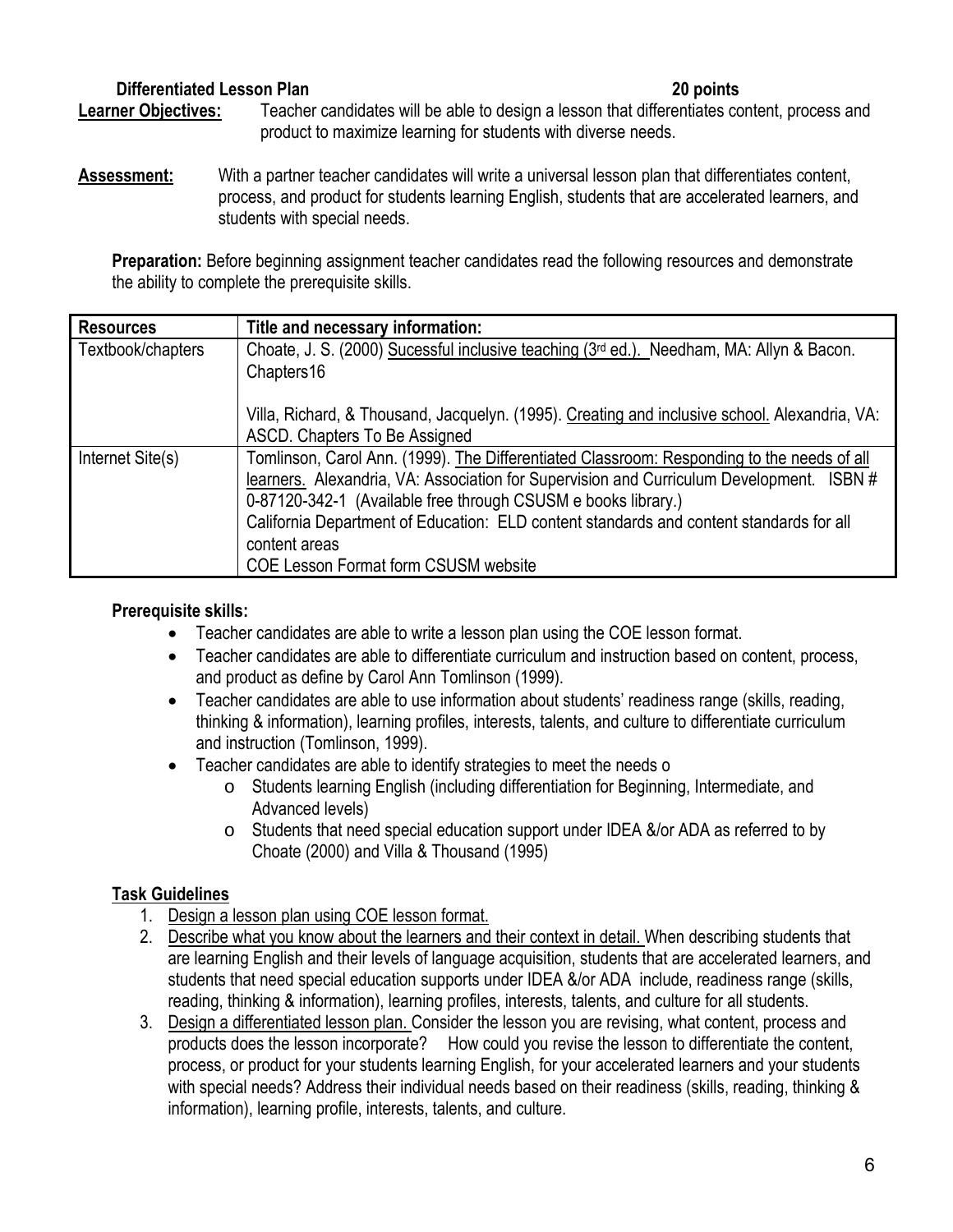**Differentiated Lesson Plan** **20 points**

**Learner Objectives:** Teacher candidates will be able to design a lesson that differentiates content, process and product to maximize learning for students with diverse needs.

**Assessment:** With a partner teacher candidates will write a universal lesson plan that differentiates content, process, and product for students learning English, students that are accelerated learners, and students with special needs.

**Preparation:** Before beginning assignment teacher candidates read the following resources and demonstrate the ability to complete the prerequisite skills.

| **Resources** | **Title and necessary information:** |
| --- | --- |
| Textbook/chapters | Choate, J. S. (2000) Sucessful inclusive teaching (3rd ed.). Needham, MA: Allyn & Bacon. Chapters16<br><br>Villa, Richard, & Thousand, Jacquelyn. (1995). Creating and inclusive school. Alexandria, VA: ASCD. Chapters To Be Assigned |
| Internet Site(s) | Tomlinson, Carol Ann. (1999). The Differentiated Classroom: Responding to the needs of all learners. Alexandria, VA: Association for Supervision and Curriculum Development. ISBN # 0-87120-342-1 (Available free through CSUSM e books library.)<br>California Department of Education: ELD content standards and content standards for all content areas<br>COE Lesson Format form CSUSM website |

**Prerequisite skills:**

- Teacher candidates are able to write a lesson plan using the COE lesson format.
- Teacher candidates are able to differentiate curriculum and instruction based on content, process, and product as define by Carol Ann Tomlinson (1999).
- Teacher candidates are able to use information about students' readiness range (skills, reading, thinking & information), learning profiles, interests, talents, and culture to differentiate curriculum and instruction (Tomlinson, 1999).
- Teacher candidates are able to identify strategies to meet the needs o
    - Students learning English (including differentiation for Beginning, Intermediate, and Advanced levels)
    - Students that need special education support under IDEA &/or ADA as referred to by Choate (2000) and Villa & Thousand (1995)

**Task Guidelines**

1. Design a lesson plan using COE lesson format.
2. Describe what you know about the learners and their context in detail. When describing students that are learning English and their levels of language acquisition, students that are accelerated learners, and students that need special education supports under IDEA &/or ADA include, readiness range (skills, reading, thinking & information), learning profiles, interests, talents, and culture for all students.
3. Design a differentiated lesson plan. Consider the lesson you are revising, what content, process and products does the lesson incorporate? How could you revise the lesson to differentiate the content, process, or product for your students learning English, for your accelerated learners and your students with special needs? Address their individual needs based on their readiness (skills, reading, thinking & information), learning profile, interests, talents, and culture.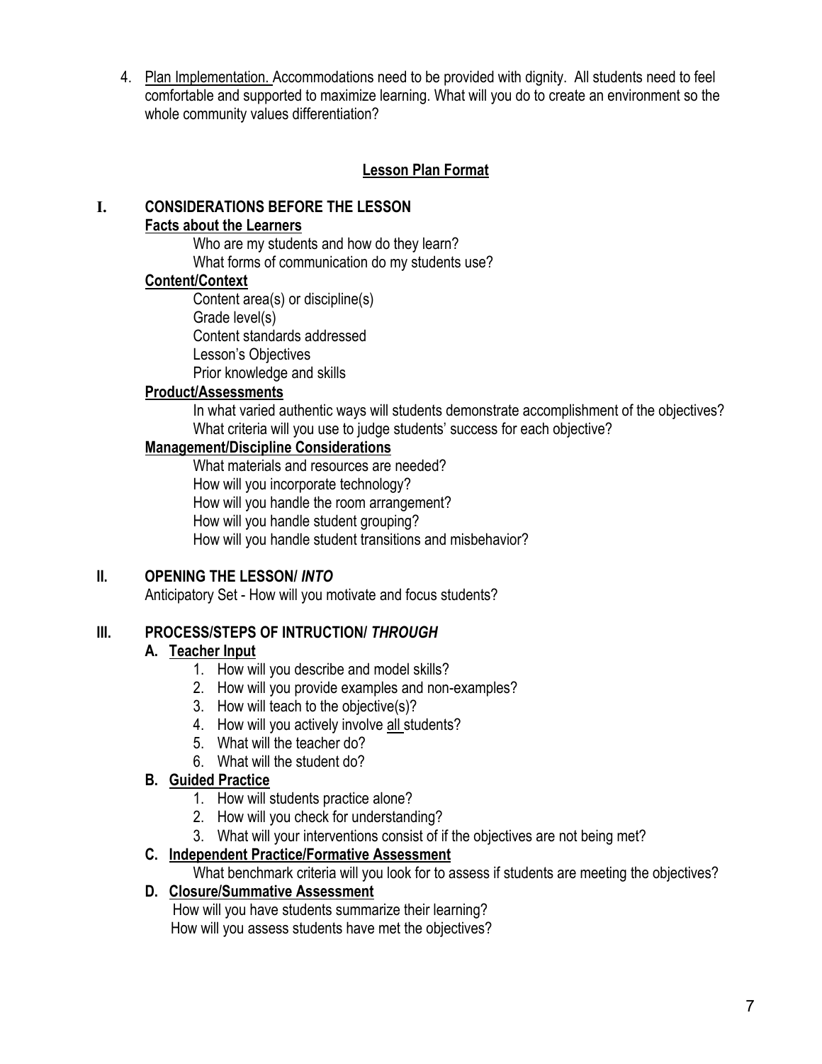4. <u>Plan Implementation.</u> Accommodations need to be provided with dignity. All students need to feel comfortable and supported to maximize learning. What will you do to create an environment so the whole community values differentiation?

## Lesson Plan Format

### I. CONSIDERATIONS BEFORE THE LESSON

**Facts about the Learners**

Who are my students and how do they learn?
What forms of communication do my students use?

**Content/Context**

Content area(s) or discipline(s)
Grade level(s)
Content standards addressed
Lesson's Objectives
Prior knowledge and skills

**Product/Assessments**

In what varied authentic ways will students demonstrate accomplishment of the objectives?
What criteria will you use to judge students' success for each objective?

**Management/Discipline Considerations**

What materials and resources are needed?
How will you incorporate technology?
How will you handle the room arrangement?
How will you handle student grouping?
How will you handle student transitions and misbehavior?

### II. OPENING THE LESSON/ *INTO*

Anticipatory Set - How will you motivate and focus students?

### III. PROCESS/STEPS OF INTRUCTION/ *THROUGH*

**A. Teacher Input**

1. How will you describe and model skills?
2. How will you provide examples and non-examples?
3. How will teach to the objective(s)?
4. How will you actively involve <u>all</u> students?
5. What will the teacher do?
6. What will the student do?

**B. Guided Practice**

1. How will students practice alone?
2. How will you check for understanding?
3. What will your interventions consist of if the objectives are not being met?

**C. Independent Practice/Formative Assessment**

What benchmark criteria will you look for to assess if students are meeting the objectives?

**D. Closure/Summative Assessment**

How will you have students summarize their learning?
How will you assess students have met the objectives?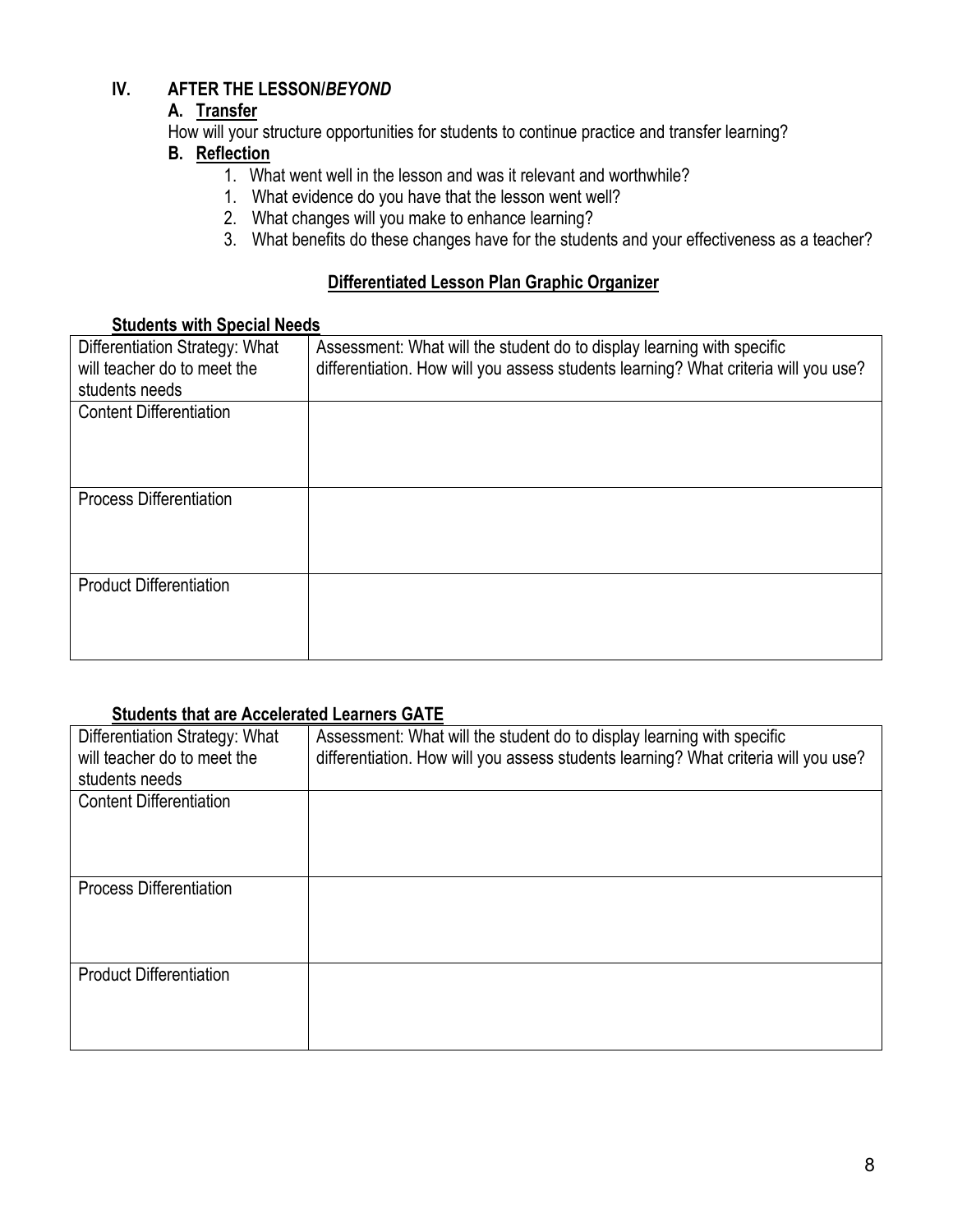## IV. AFTER THE LESSON/*BEYOND*

### A. Transfer

How will your structure opportunities for students to continue practice and transfer learning?

### B. Reflection

1. What went well in the lesson and was it relevant and worthwhile?
1. What evidence do you have that the lesson went well?
2. What changes will you make to enhance learning?
3. What benefits do these changes have for the students and your effectiveness as a teacher?

## Differentiated Lesson Plan Graphic Organizer

**Students with Special Needs**

| Differentiation Strategy: What will teacher do to meet the students needs | Assessment: What will the student do to display learning with specific differentiation. How will you assess students learning? What criteria will you use? |
|---|---|
| Content Differentiation | |
| Process Differentiation | |
| Product Differentiation | |

**Students that are Accelerated Learners GATE**

| Differentiation Strategy: What will teacher do to meet the students needs | Assessment: What will the student do to display learning with specific differentiation. How will you assess students learning? What criteria will you use? |
|---|---|
| Content Differentiation | |
| Process Differentiation | |
| Product Differentiation | |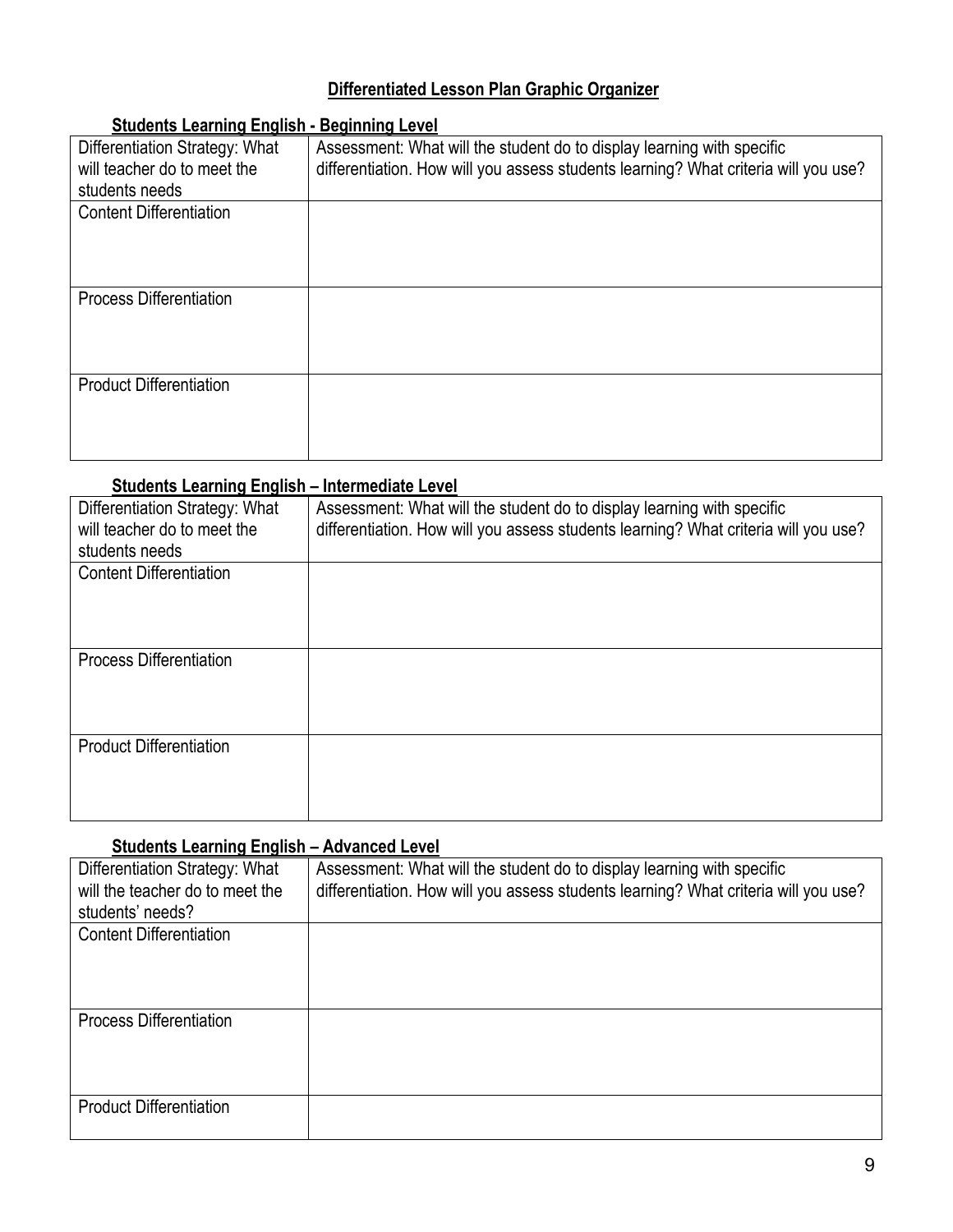# Differentiated Lesson Plan Graphic Organizer

## Students Learning English - Beginning Level

| Differentiation Strategy: What will teacher do to meet the students needs | Assessment: What will the student do to display learning with specific differentiation. How will you assess students learning? What criteria will you use? |
|---|---|
| Content Differentiation | |
| Process Differentiation | |
| Product Differentiation | |

## Students Learning English – Intermediate Level

| Differentiation Strategy: What will teacher do to meet the students needs | Assessment: What will the student do to display learning with specific differentiation. How will you assess students learning? What criteria will you use? |
|---|---|
| Content Differentiation | |
| Process Differentiation | |
| Product Differentiation | |

## Students Learning English – Advanced Level

| Differentiation Strategy: What will the teacher do to meet the students' needs? | Assessment: What will the student do to display learning with specific differentiation. How will you assess students learning? What criteria will you use? |
|---|---|
| Content Differentiation | |
| Process Differentiation | |
| Product Differentiation | |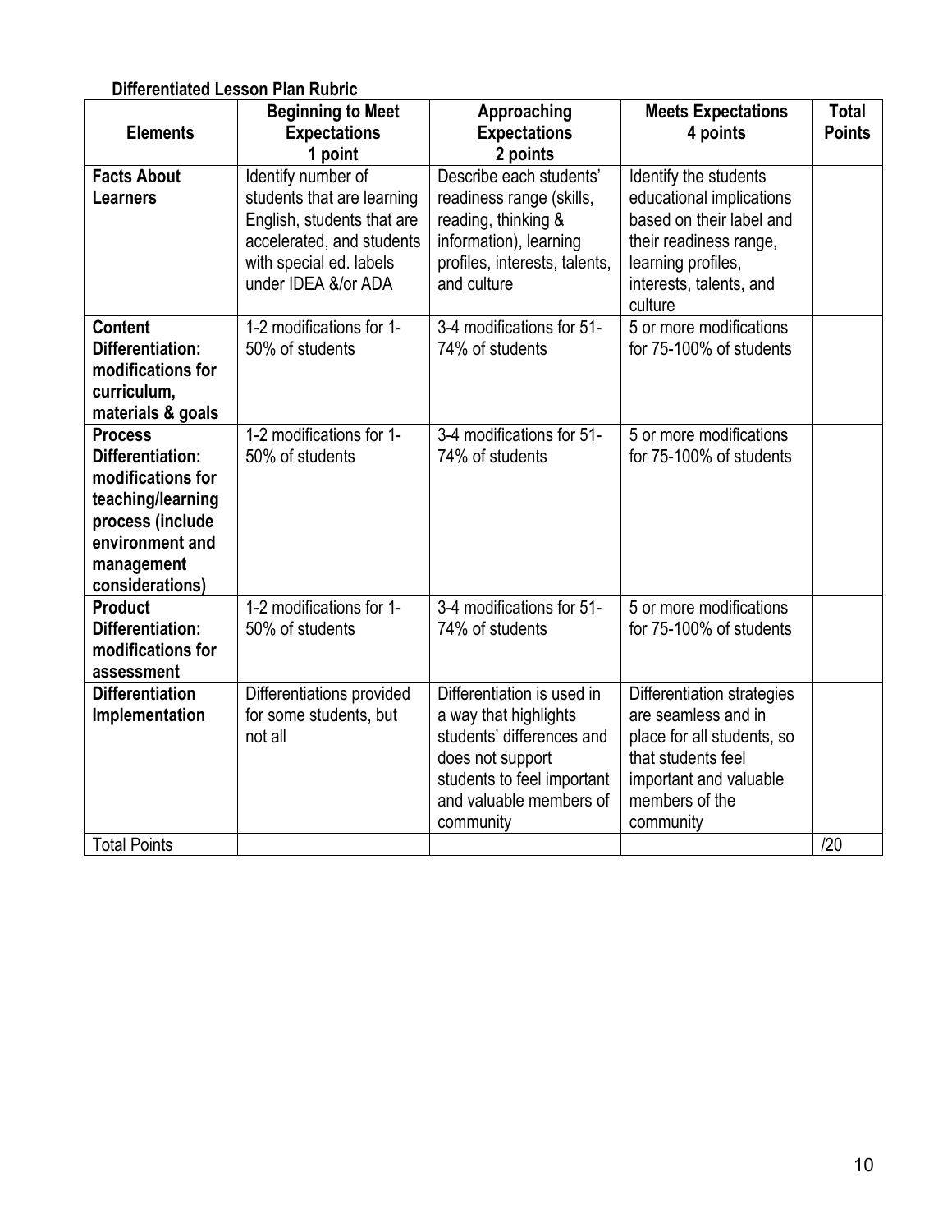**Differentiated Lesson Plan Rubric**

| Elements | Beginning to Meet Expectations 1 point | Approaching Expectations 2 points | Meets Expectations 4 points | Total Points |
|---|---|---|---|---|
| **Facts About Learners** | Identify number of students that are learning English, students that are accelerated, and students with special ed. labels under IDEA &/or ADA | Describe each students' readiness range (skills, reading, thinking & information), learning profiles, interests, talents, and culture | Identify the students educational implications based on their label and their readiness range, learning profiles, interests, talents, and culture | |
| **Content Differentiation: modifications for curriculum, materials & goals** | 1-2 modifications for 1-50% of students | 3-4 modifications for 51-74% of students | 5 or more modifications for 75-100% of students | |
| **Process Differentiation: modifications for teaching/learning process (include environment and management considerations)** | 1-2 modifications for 1-50% of students | 3-4 modifications for 51-74% of students | 5 or more modifications for 75-100% of students | |
| **Product Differentiation: modifications for assessment** | 1-2 modifications for 1-50% of students | 3-4 modifications for 51-74% of students | 5 or more modifications for 75-100% of students | |
| **Differentiation Implementation** | Differentiations provided for some students, but not all | Differentiation is used in a way that highlights students' differences and does not support students to feel important and valuable members of community | Differentiation strategies are seamless and in place for all students, so that students feel important and valuable members of the community | |
| Total Points | | | | /20 |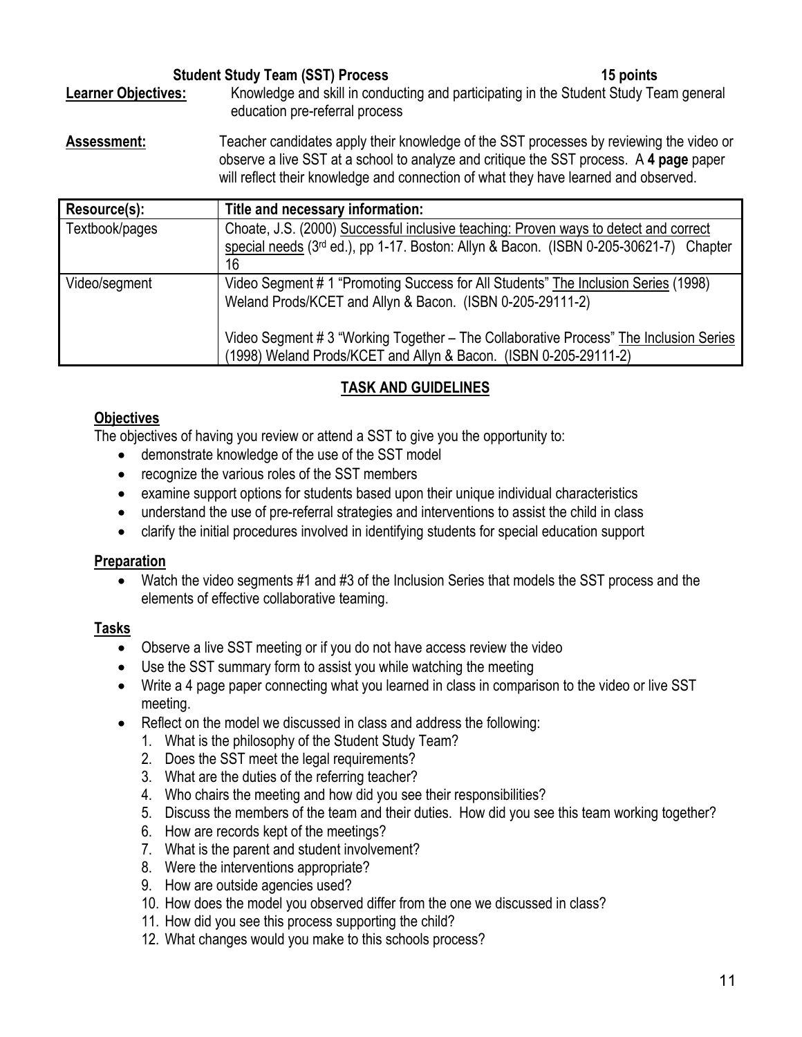**Student Study Team (SST) Process** **15 points**

**Learner Objectives:** Knowledge and skill in conducting and participating in the Student Study Team general education pre-referral process

**Assessment:** Teacher candidates apply their knowledge of the SST processes by reviewing the video or observe a live SST at a school to analyze and critique the SST process. A **4 page** paper will reflect their knowledge and connection of what they have learned and observed.

| Resource(s): | Title and necessary information: |
|---|---|
| Textbook/pages | Choate, J.S. (2000) Successful inclusive teaching: Proven ways to detect and correct special needs (3rd ed.), pp 1-17. Boston: Allyn & Bacon. (ISBN 0-205-30621-7) Chapter 16 |
| Video/segment | Video Segment # 1 "Promoting Success for All Students" The Inclusion Series (1998) Weland Prods/KCET and Allyn & Bacon. (ISBN 0-205-29111-2)<br><br>Video Segment # 3 "Working Together – The Collaborative Process" The Inclusion Series (1998) Weland Prods/KCET and Allyn & Bacon. (ISBN 0-205-29111-2) |

## TASK AND GUIDELINES

### Objectives

The objectives of having you review or attend a SST to give you the opportunity to:

- demonstrate knowledge of the use of the SST model
- recognize the various roles of the SST members
- examine support options for students based upon their unique individual characteristics
- understand the use of pre-referral strategies and interventions to assist the child in class
- clarify the initial procedures involved in identifying students for special education support

### Preparation

- Watch the video segments #1 and #3 of the Inclusion Series that models the SST process and the elements of effective collaborative teaming.

### Tasks

- Observe a live SST meeting or if you do not have access review the video
- Use the SST summary form to assist you while watching the meeting
- Write a 4 page paper connecting what you learned in class in comparison to the video or live SST meeting.
- Reflect on the model we discussed in class and address the following:
  1. What is the philosophy of the Student Study Team?
  2. Does the SST meet the legal requirements?
  3. What are the duties of the referring teacher?
  4. Who chairs the meeting and how did you see their responsibilities?
  5. Discuss the members of the team and their duties. How did you see this team working together?
  6. How are records kept of the meetings?
  7. What is the parent and student involvement?
  8. Were the interventions appropriate?
  9. How are outside agencies used?
  10. How does the model you observed differ from the one we discussed in class?
  11. How did you see this process supporting the child?
  12. What changes would you make to this schools process?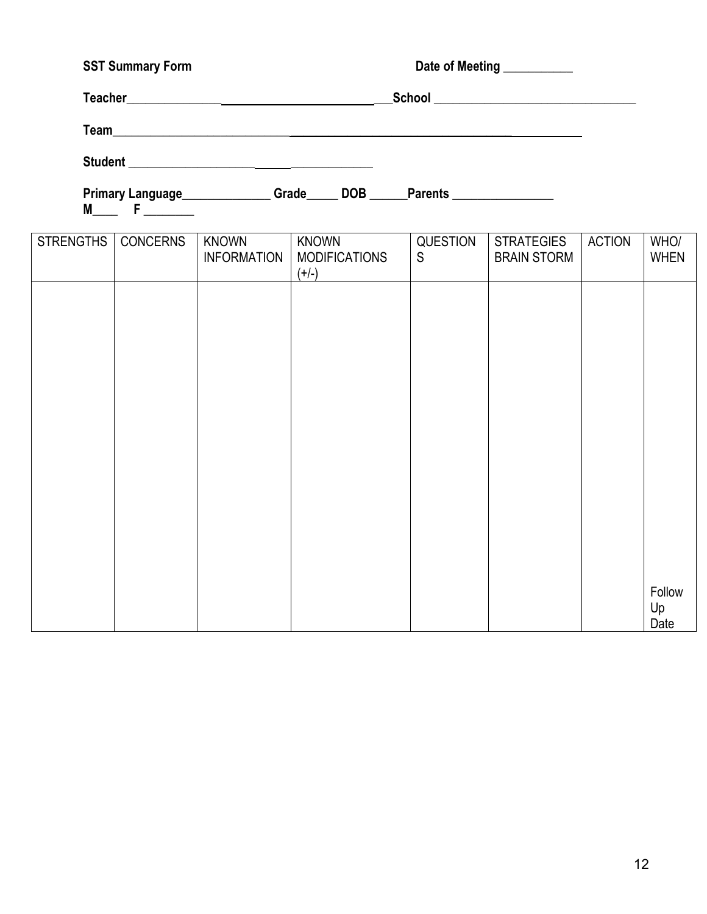**SST Summary Form** Date of Meeting ___________

**Teacher**_______________________________________ **School** _________________________________

**Team**_________________________________________________________________________

**Student** _______________________________________

**Primary Language**______________ **Grade**_____ **DOB** ______**Parents** ________________
**M**____ **F** ________

| STRENGTHS | CONCERNS | KNOWN INFORMATION | KNOWN MODIFICATIONS (+/-) | QUESTIONS | STRATEGIES BRAIN STORM | ACTION | WHO/ WHEN |
|---|---|---|---|---|---|---|---|
| | | | | | | | Follow Up Date |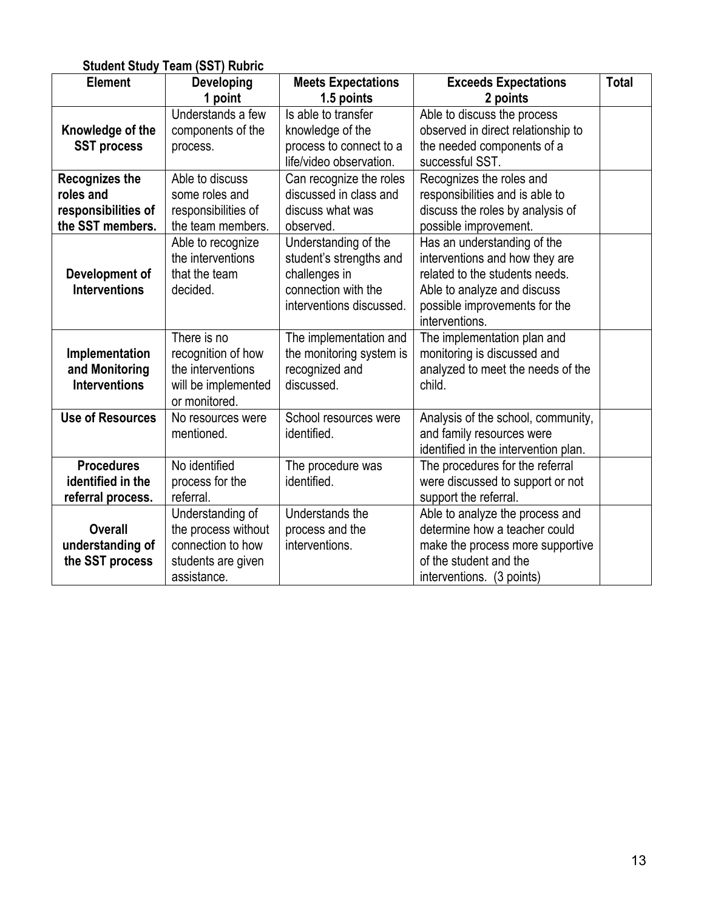**Student Study Team (SST) Rubric**

| Element | Developing 1 point | Meets Expectations 1.5 points | Exceeds Expectations 2 points | Total |
|---|---|---|---|---|
| **Knowledge of the SST process** | Understands a few components of the process. | Is able to transfer knowledge of the process to connect to a life/video observation. | Able to discuss the process observed in direct relationship to the needed components of a successful SST. | |
| **Recognizes the roles and responsibilities of the SST members.** | Able to discuss some roles and responsibilities of the team members. | Can recognize the roles discussed in class and discuss what was observed. | Recognizes the roles and responsibilities and is able to discuss the roles by analysis of possible improvement. | |
| **Development of Interventions** | Able to recognize the interventions that the team decided. | Understanding of the student's strengths and challenges in connection with the interventions discussed. | Has an understanding of the interventions and how they are related to the students needs. Able to analyze and discuss possible improvements for the interventions. | |
| **Implementation and Monitoring Interventions** | There is no recognition of how the interventions will be implemented or monitored. | The implementation and the monitoring system is recognized and discussed. | The implementation plan and monitoring is discussed and analyzed to meet the needs of the child. | |
| **Use of Resources** | No resources were mentioned. | School resources were identified. | Analysis of the school, community, and family resources were identified in the intervention plan. | |
| **Procedures identified in the referral process.** | No identified process for the referral. | The procedure was identified. | The procedures for the referral were discussed to support or not support the referral. | |
| **Overall understanding of the SST process** | Understanding of the process without connection to how students are given assistance. | Understands the process and the interventions. | Able to analyze the process and determine how a teacher could make the process more supportive of the student and the interventions. (3 points) | |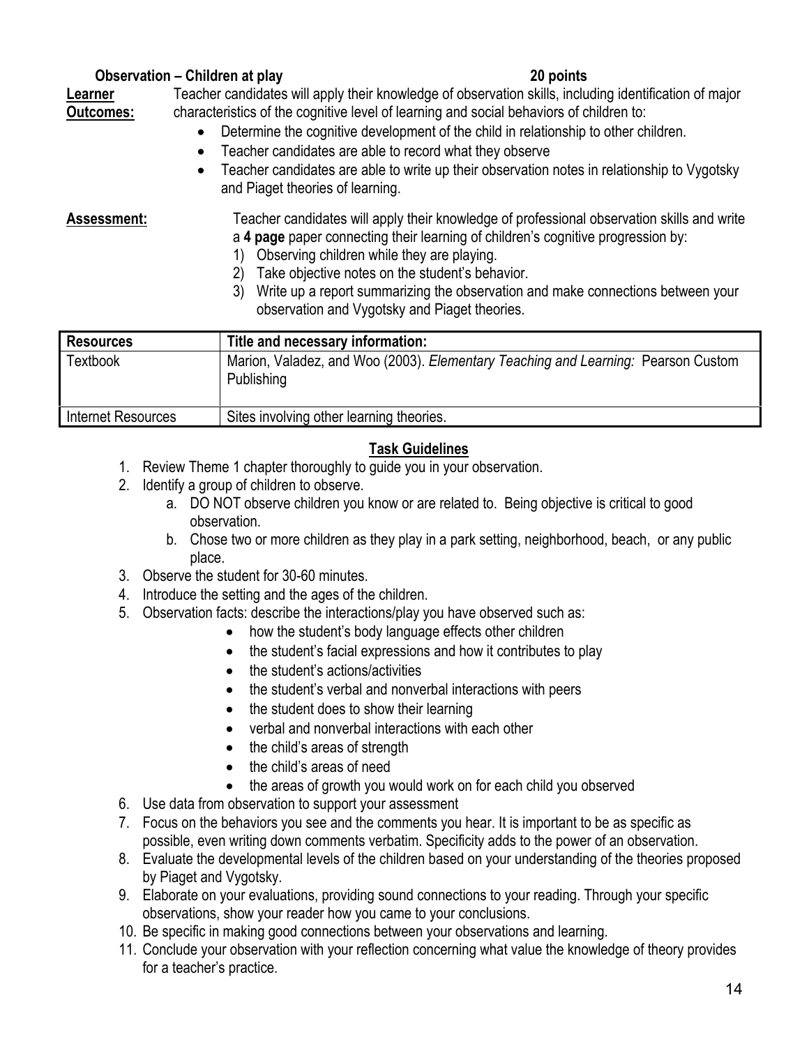**Observation – Children at play** **20 points**

**Learner Outcomes:** Teacher candidates will apply their knowledge of observation skills, including identification of major characteristics of the cognitive level of learning and social behaviors of children to:

- Determine the cognitive development of the child in relationship to other children.
- Teacher candidates are able to record what they observe
- Teacher candidates are able to write up their observation notes in relationship to Vygotsky and Piaget theories of learning.

**Assessment:** Teacher candidates will apply their knowledge of professional observation skills and write a **4 page** paper connecting their learning of children's cognitive progression by:

1) Observing children while they are playing.
2) Take objective notes on the student's behavior.
3) Write up a report summarizing the observation and make connections between your observation and Vygotsky and Piaget theories.

| Resources | Title and necessary information: |
|---|---|
| Textbook | Marion, Valadez, and Woo (2003). *Elementary Teaching and Learning:* Pearson Custom Publishing |
| Internet Resources | Sites involving other learning theories. |

## Task Guidelines

1. Review Theme 1 chapter thoroughly to guide you in your observation.
2. Identify a group of children to observe.
   a. DO NOT observe children you know or are related to. Being objective is critical to good observation.
   b. Chose two or more children as they play in a park setting, neighborhood, beach, or any public place.
3. Observe the student for 30-60 minutes.
4. Introduce the setting and the ages of the children.
5. Observation facts: describe the interactions/play you have observed such as:
   - how the student's body language effects other children
   - the student's facial expressions and how it contributes to play
   - the student's actions/activities
   - the student's verbal and nonverbal interactions with peers
   - the student does to show their learning
   - verbal and nonverbal interactions with each other
   - the child's areas of strength
   - the child's areas of need
   - the areas of growth you would work on for each child you observed
6. Use data from observation to support your assessment
7. Focus on the behaviors you see and the comments you hear. It is important to be as specific as possible, even writing down comments verbatim. Specificity adds to the power of an observation.
8. Evaluate the developmental levels of the children based on your understanding of the theories proposed by Piaget and Vygotsky.
9. Elaborate on your evaluations, providing sound connections to your reading. Through your specific observations, show your reader how you came to your conclusions.
10. Be specific in making good connections between your observations and learning.
11. Conclude your observation with your reflection concerning what value the knowledge of theory provides for a teacher's practice.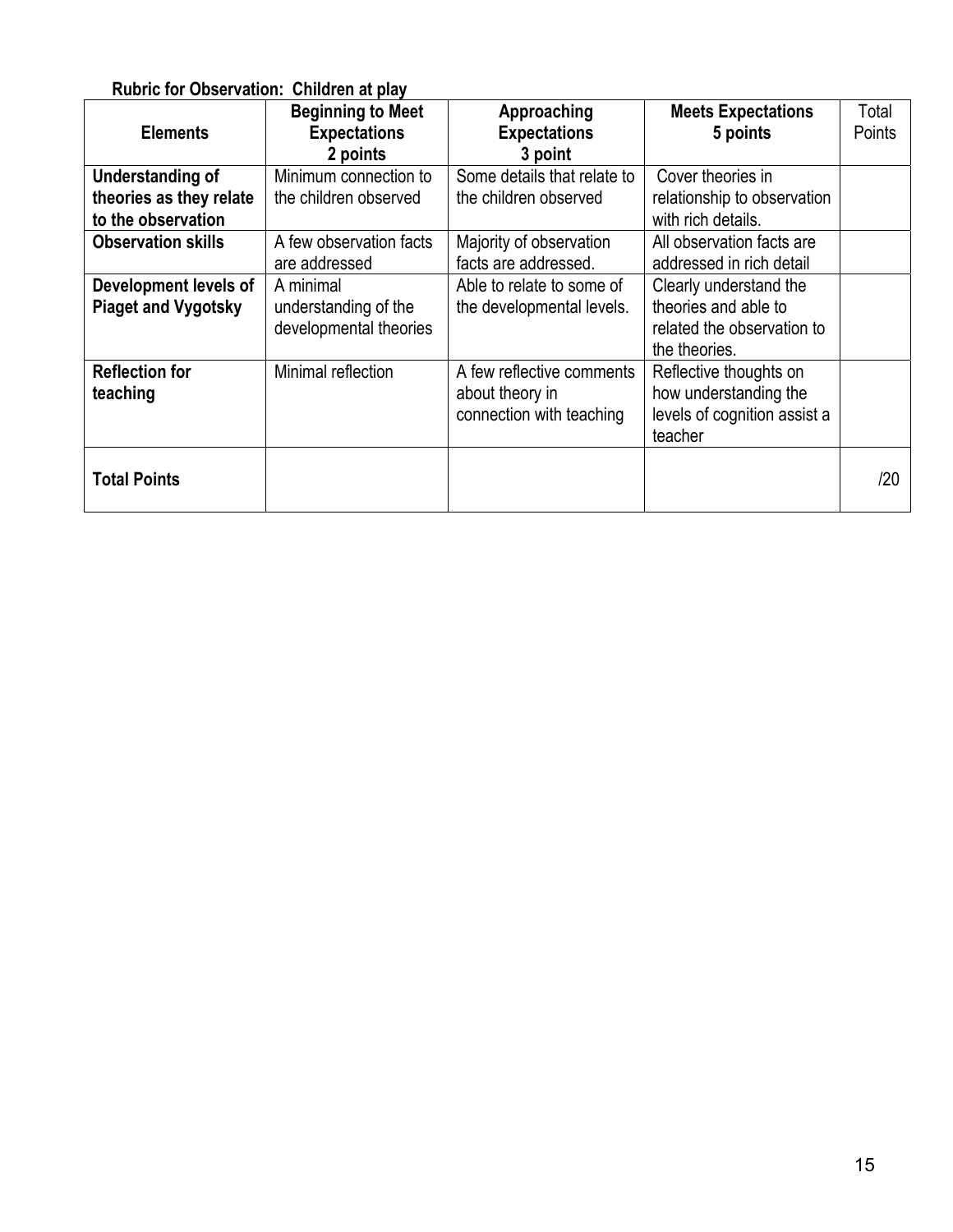**Rubric for Observation: Children at play**

| Elements | Beginning to Meet Expectations 2 points | Approaching Expectations 3 point | Meets Expectations 5 points | Total Points |
|---|---|---|---|---|
| **Understanding of theories as they relate to the observation** | Minimum connection to the children observed | Some details that relate to the children observed | Cover theories in relationship to observation with rich details. | |
| **Observation skills** | A few observation facts are addressed | Majority of observation facts are addressed. | All observation facts are addressed in rich detail | |
| **Development levels of Piaget and Vygotsky** | A minimal understanding of the developmental theories | Able to relate to some of the developmental levels. | Clearly understand the theories and able to related the observation to the theories. | |
| **Reflection for teaching** | Minimal reflection | A few reflective comments about theory in connection with teaching | Reflective thoughts on how understanding the levels of cognition assist a teacher | |
| **Total Points** | | | | /20 |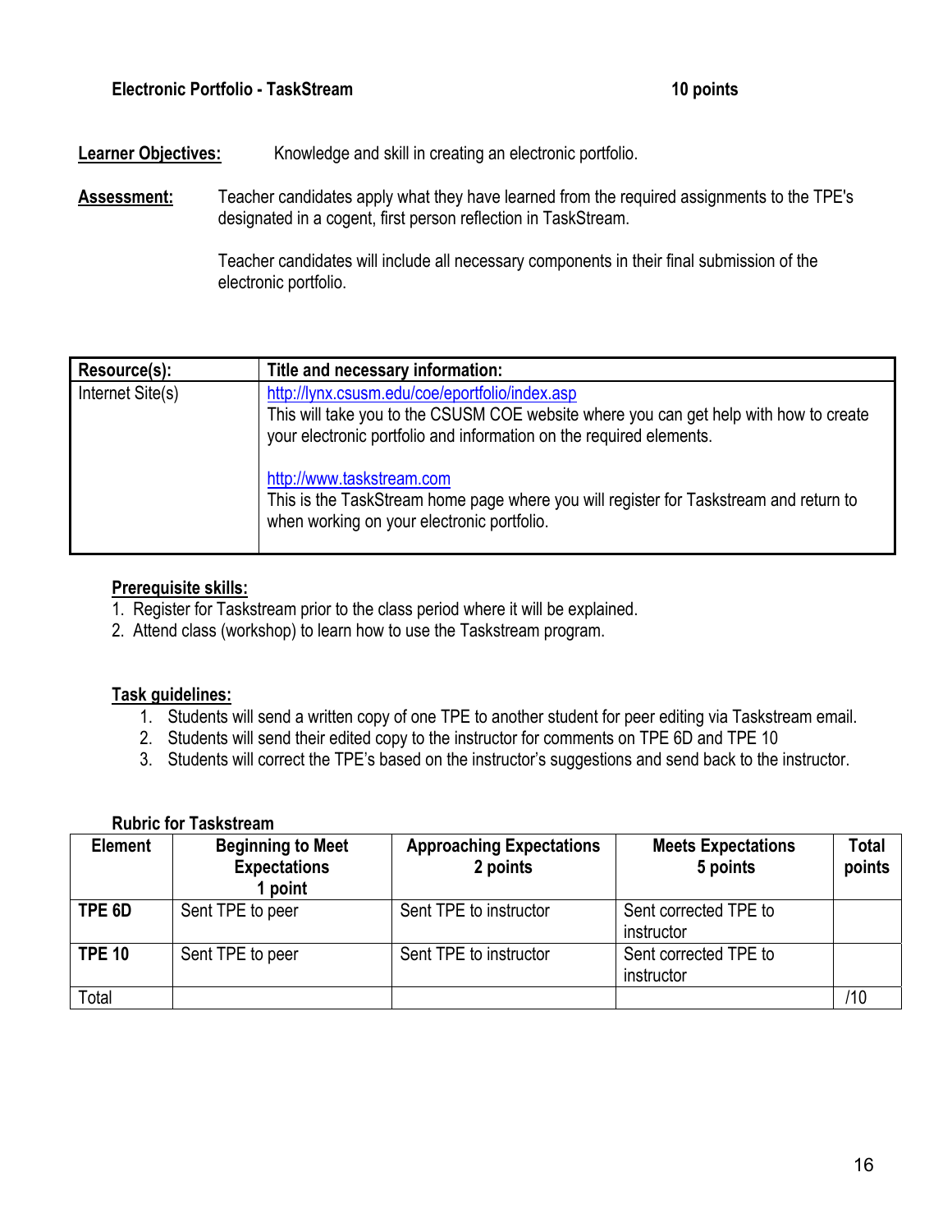**Electronic Portfolio - TaskStream** **10 points**

**Learner Objectives:** Knowledge and skill in creating an electronic portfolio.

**Assessment:** Teacher candidates apply what they have learned from the required assignments to the TPE's designated in a cogent, first person reflection in TaskStream.

Teacher candidates will include all necessary components in their final submission of the electronic portfolio.

| Resource(s): | Title and necessary information: |
|---|---|
| Internet Site(s) | http://lynx.csusm.edu/coe/eportfolio/index.asp<br>This will take you to the CSUSM COE website where you can get help with how to create your electronic portfolio and information on the required elements.<br><br>http://www.taskstream.com<br>This is the TaskStream home page where you will register for Taskstream and return to when working on your electronic portfolio. |

**Prerequisite skills:**

1. Register for Taskstream prior to the class period where it will be explained.
2. Attend class (workshop) to learn how to use the Taskstream program.

**Task guidelines:**

1. Students will send a written copy of one TPE to another student for peer editing via Taskstream email.
2. Students will send their edited copy to the instructor for comments on TPE 6D and TPE 10
3. Students will correct the TPE's based on the instructor's suggestions and send back to the instructor.

**Rubric for Taskstream**

| Element | Beginning to Meet Expectations 1 point | Approaching Expectations 2 points | Meets Expectations 5 points | Total points |
|---|---|---|---|---|
| **TPE 6D** | Sent TPE to peer | Sent TPE to instructor | Sent corrected TPE to instructor | |
| **TPE 10** | Sent TPE to peer | Sent TPE to instructor | Sent corrected TPE to instructor | |
| Total | | | | /10 |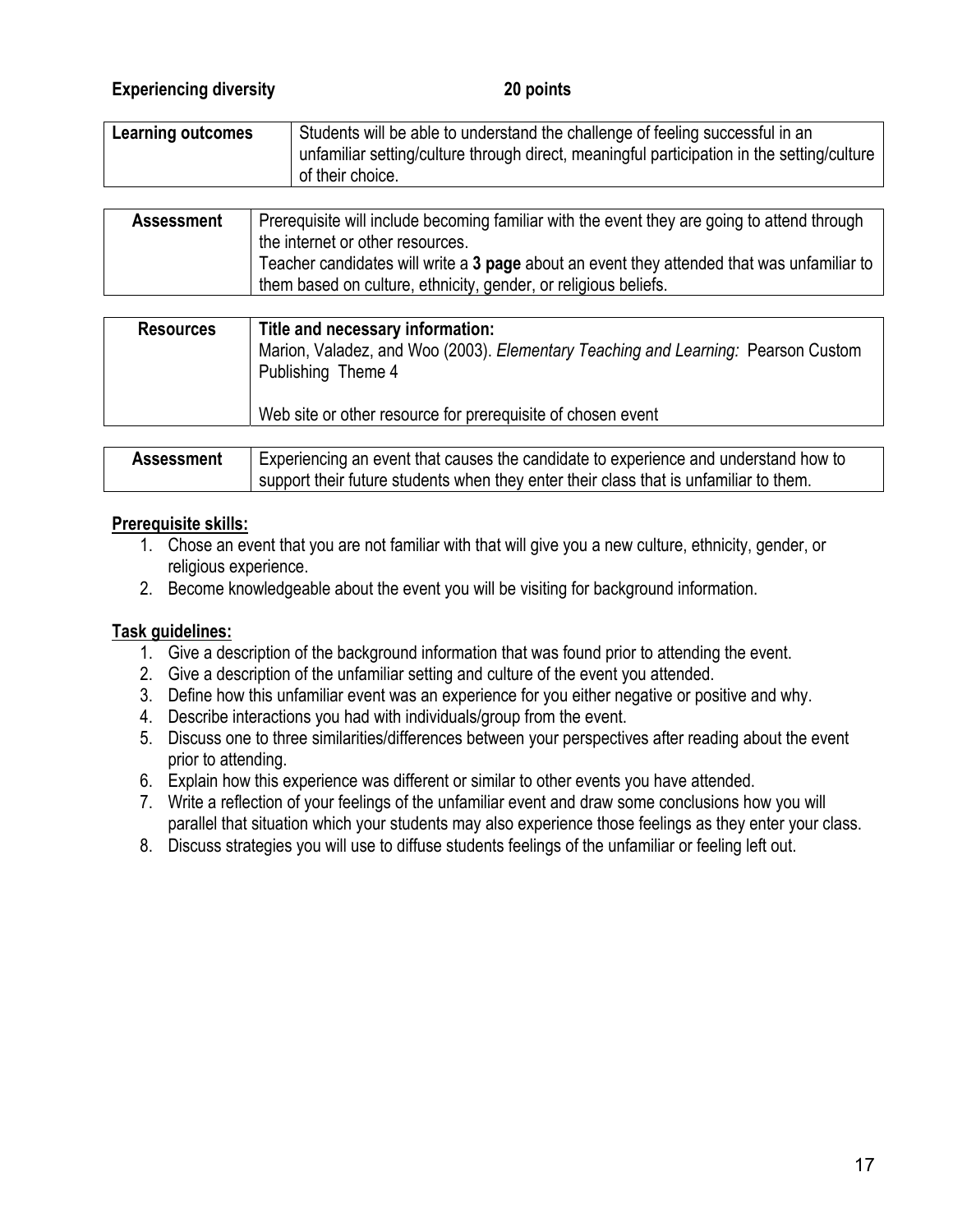**Experiencing diversity** **20 points**

| **Learning outcomes** | Students will be able to understand the challenge of feeling successful in an unfamiliar setting/culture through direct, meaningful participation in the setting/culture of their choice. |
|---|---|

| **Assessment** | Prerequisite will include becoming familiar with the event they are going to attend through the internet or other resources.<br>Teacher candidates will write a **3 page** about an event they attended that was unfamiliar to them based on culture, ethnicity, gender, or religious beliefs. |
|---|---|

| **Resources** | **Title and necessary information:**<br>Marion, Valadez, and Woo (2003). *Elementary Teaching and Learning:* Pearson Custom Publishing Theme 4<br><br>Web site or other resource for prerequisite of chosen event |
|---|---|

| **Assessment** | Experiencing an event that causes the candidate to experience and understand how to support their future students when they enter their class that is unfamiliar to them. |
|---|---|

**Prerequisite skills:**

1. Chose an event that you are not familiar with that will give you a new culture, ethnicity, gender, or religious experience.
2. Become knowledgeable about the event you will be visiting for background information.

**Task guidelines:**

1. Give a description of the background information that was found prior to attending the event.
2. Give a description of the unfamiliar setting and culture of the event you attended.
3. Define how this unfamiliar event was an experience for you either negative or positive and why.
4. Describe interactions you had with individuals/group from the event.
5. Discuss one to three similarities/differences between your perspectives after reading about the event prior to attending.
6. Explain how this experience was different or similar to other events you have attended.
7. Write a reflection of your feelings of the unfamiliar event and draw some conclusions how you will parallel that situation which your students may also experience those feelings as they enter your class.
8. Discuss strategies you will use to diffuse students feelings of the unfamiliar or feeling left out.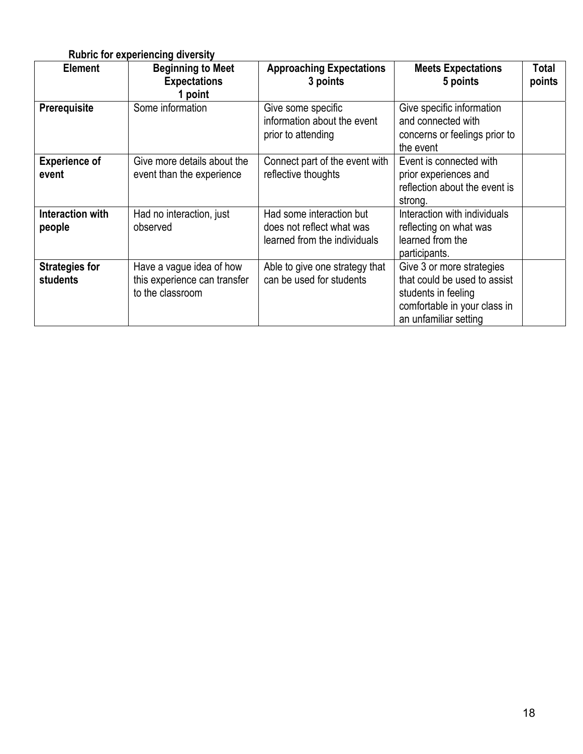**Rubric for experiencing diversity**

| Element | Beginning to Meet Expectations 1 point | Approaching Expectations 3 points | Meets Expectations 5 points | Total points |
|---|---|---|---|---|
| **Prerequisite** | Some information | Give some specific information about the event prior to attending | Give specific information and connected with concerns or feelings prior to the event | |
| **Experience of event** | Give more details about the event than the experience | Connect part of the event with reflective thoughts | Event is connected with prior experiences and reflection about the event is strong. | |
| **Interaction with people** | Had no interaction, just observed | Had some interaction but does not reflect what was learned from the individuals | Interaction with individuals reflecting on what was learned from the participants. | |
| **Strategies for students** | Have a vague idea of how this experience can transfer to the classroom | Able to give one strategy that can be used for students | Give 3 or more strategies that could be used to assist students in feeling comfortable in your class in an unfamiliar setting | |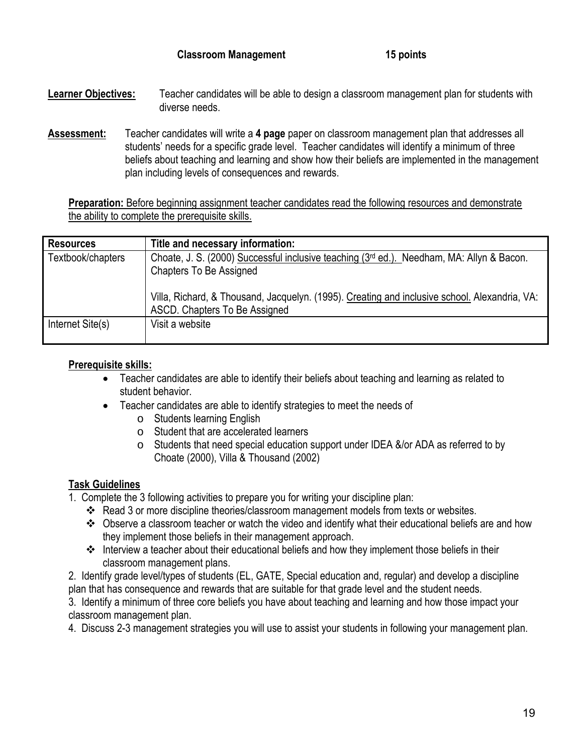## Classroom Management 15 points

**Learner Objectives:** Teacher candidates will be able to design a classroom management plan for students with diverse needs.

**Assessment:** Teacher candidates will write a **4 page** paper on classroom management plan that addresses all students' needs for a specific grade level. Teacher candidates will identify a minimum of three beliefs about teaching and learning and show how their beliefs are implemented in the management plan including levels of consequences and rewards.

**Preparation:** Before beginning assignment teacher candidates read the following resources and demonstrate the ability to complete the prerequisite skills.

| Resources | Title and necessary information: |
|---|---|
| Textbook/chapters | Choate, J. S. (2000) Successful inclusive teaching (3rd ed.). Needham, MA: Allyn & Bacon. Chapters To Be Assigned<br><br>Villa, Richard, & Thousand, Jacquelyn. (1995). Creating and inclusive school. Alexandria, VA: ASCD. Chapters To Be Assigned |
| Internet Site(s) | Visit a website |

**Prerequisite skills:**

- Teacher candidates are able to identify their beliefs about teaching and learning as related to student behavior.
- Teacher candidates are able to identify strategies to meet the needs of
  - Students learning English
  - Student that are accelerated learners
  - Students that need special education support under IDEA &/or ADA as referred to by Choate (2000), Villa & Thousand (2002)

**Task Guidelines**

1. Complete the 3 following activities to prepare you for writing your discipline plan:
   - Read 3 or more discipline theories/classroom management models from texts or websites.
   - Observe a classroom teacher or watch the video and identify what their educational beliefs are and how they implement those beliefs in their management approach.
   - Interview a teacher about their educational beliefs and how they implement those beliefs in their classroom management plans.
2. Identify grade level/types of students (EL, GATE, Special education and, regular) and develop a discipline plan that has consequence and rewards that are suitable for that grade level and the student needs.
3. Identify a minimum of three core beliefs you have about teaching and learning and how those impact your classroom management plan.
4. Discuss 2-3 management strategies you will use to assist your students in following your management plan.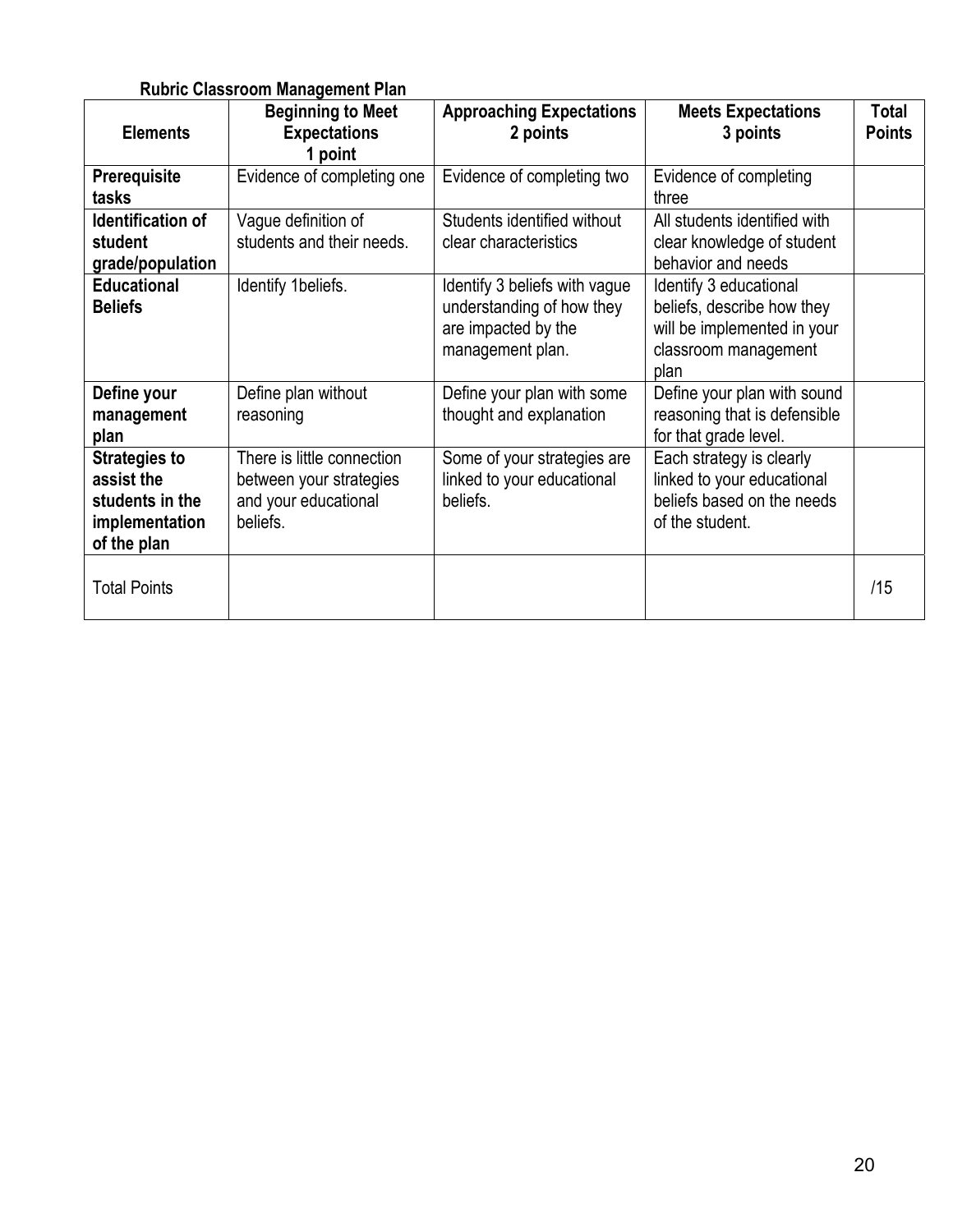**Rubric Classroom Management Plan**

| Elements | Beginning to Meet Expectations 1 point | Approaching Expectations 2 points | Meets Expectations 3 points | Total Points |
|---|---|---|---|---|
| **Prerequisite tasks** | Evidence of completing one | Evidence of completing two | Evidence of completing three | |
| **Identification of student grade/population** | Vague definition of students and their needs. | Students identified without clear characteristics | All students identified with clear knowledge of student behavior and needs | |
| **Educational Beliefs** | Identify 1beliefs. | Identify 3 beliefs with vague understanding of how they are impacted by the management plan. | Identify 3 educational beliefs, describe how they will be implemented in your classroom management plan | |
| **Define your management plan** | Define plan without reasoning | Define your plan with some thought and explanation | Define your plan with sound reasoning that is defensible for that grade level. | |
| **Strategies to assist the students in the implementation of the plan** | There is little connection between your strategies and your educational beliefs. | Some of your strategies are linked to your educational beliefs. | Each strategy is clearly linked to your educational beliefs based on the needs of the student. | |
| Total Points | | | | /15 |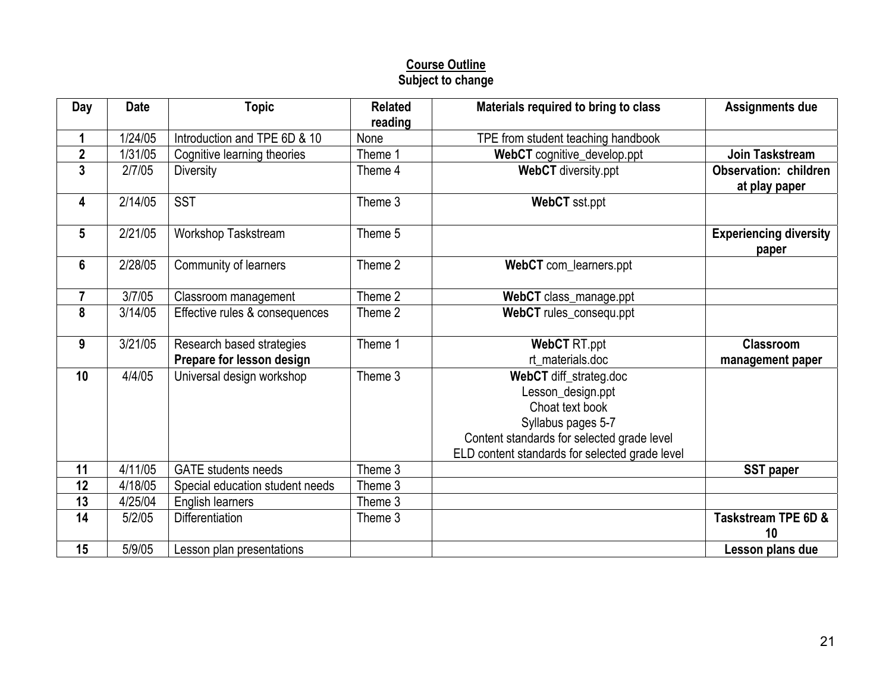**Course Outline**
**Subject to change**

| Day | Date | Topic | Related reading | Materials required to bring to class | Assignments due |
|---|---|---|---|---|---|
| **1** | 1/24/05 | Introduction and TPE 6D & 10 | None | TPE from student teaching handbook | |
| **2** | 1/31/05 | Cognitive learning theories | Theme 1 | **WebCT** cognitive_develop.ppt | **Join Taskstream** |
| **3** | 2/7/05 | Diversity | Theme 4 | **WebCT** diversity.ppt | **Observation: children at play paper** |
| **4** | 2/14/05 | SST | Theme 3 | **WebCT** sst.ppt | |
| **5** | 2/21/05 | Workshop Taskstream | Theme 5 | | **Experiencing diversity paper** |
| **6** | 2/28/05 | Community of learners | Theme 2 | **WebCT** com_learners.ppt | |
| **7** | 3/7/05 | Classroom management | Theme 2 | **WebCT** class_manage.ppt | |
| **8** | 3/14/05 | Effective rules & consequences | Theme 2 | **WebCT** rules_consequ.ppt | |
| **9** | 3/21/05 | Research based strategies<br>**Prepare for lesson design** | Theme 1 | **WebCT** RT.ppt<br>rt_materials.doc | **Classroom management paper** |
| **10** | 4/4/05 | Universal design workshop | Theme 3 | **WebCT** diff_strateg.doc<br>Lesson_design.ppt<br>Choat text book<br>Syllabus pages 5-7<br>Content standards for selected grade level<br>ELD content standards for selected grade level | |
| **11** | 4/11/05 | GATE students needs | Theme 3 | | **SST paper** |
| **12** | 4/18/05 | Special education student needs | Theme 3 | | |
| **13** | 4/25/04 | English learners | Theme 3 | | |
| **14** | 5/2/05 | Differentiation | Theme 3 | | **Taskstream TPE 6D & 10** |
| **15** | 5/9/05 | Lesson plan presentations | | | **Lesson plans due** |